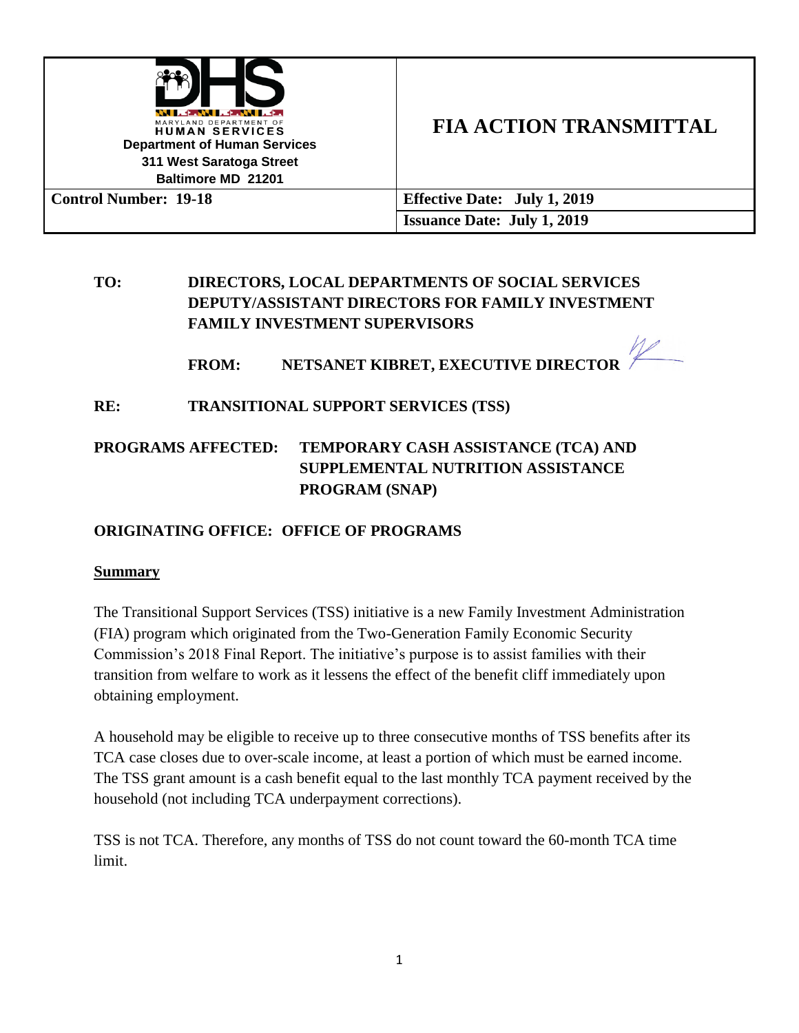| MARYLAND DEPARTMENT OF HUMAN SERVICES<br>**Department of Human Services**<br>**311 West Saratoga Street**<br>**Baltimore MD 21201** | **FIA ACTION TRANSMITTAL** |
|---|---|
| **Control Number: 19-18** | **Effective Date: July 1, 2019** |
| | **Issuance Date: July 1, 2019** |

**TO:** **DIRECTORS, LOCAL DEPARTMENTS OF SOCIAL SERVICES**
**DEPUTY/ASSISTANT DIRECTORS FOR FAMILY INVESTMENT**
**FAMILY INVESTMENT SUPERVISORS**

**FROM:** **NETSANET KIBRET, EXECUTIVE DIRECTOR**

**RE:** **TRANSITIONAL SUPPORT SERVICES (TSS)**

**PROGRAMS AFFECTED:** **TEMPORARY CASH ASSISTANCE (TCA) AND SUPPLEMENTAL NUTRITION ASSISTANCE PROGRAM (SNAP)**

**ORIGINATING OFFICE: OFFICE OF PROGRAMS**

**Summary**

The Transitional Support Services (TSS) initiative is a new Family Investment Administration (FIA) program which originated from the Two-Generation Family Economic Security Commission's 2018 Final Report. The initiative's purpose is to assist families with their transition from welfare to work as it lessens the effect of the benefit cliff immediately upon obtaining employment.

A household may be eligible to receive up to three consecutive months of TSS benefits after its TCA case closes due to over-scale income, at least a portion of which must be earned income. The TSS grant amount is a cash benefit equal to the last monthly TCA payment received by the household (not including TCA underpayment corrections).

TSS is not TCA. Therefore, any months of TSS do not count toward the 60-month TCA time limit.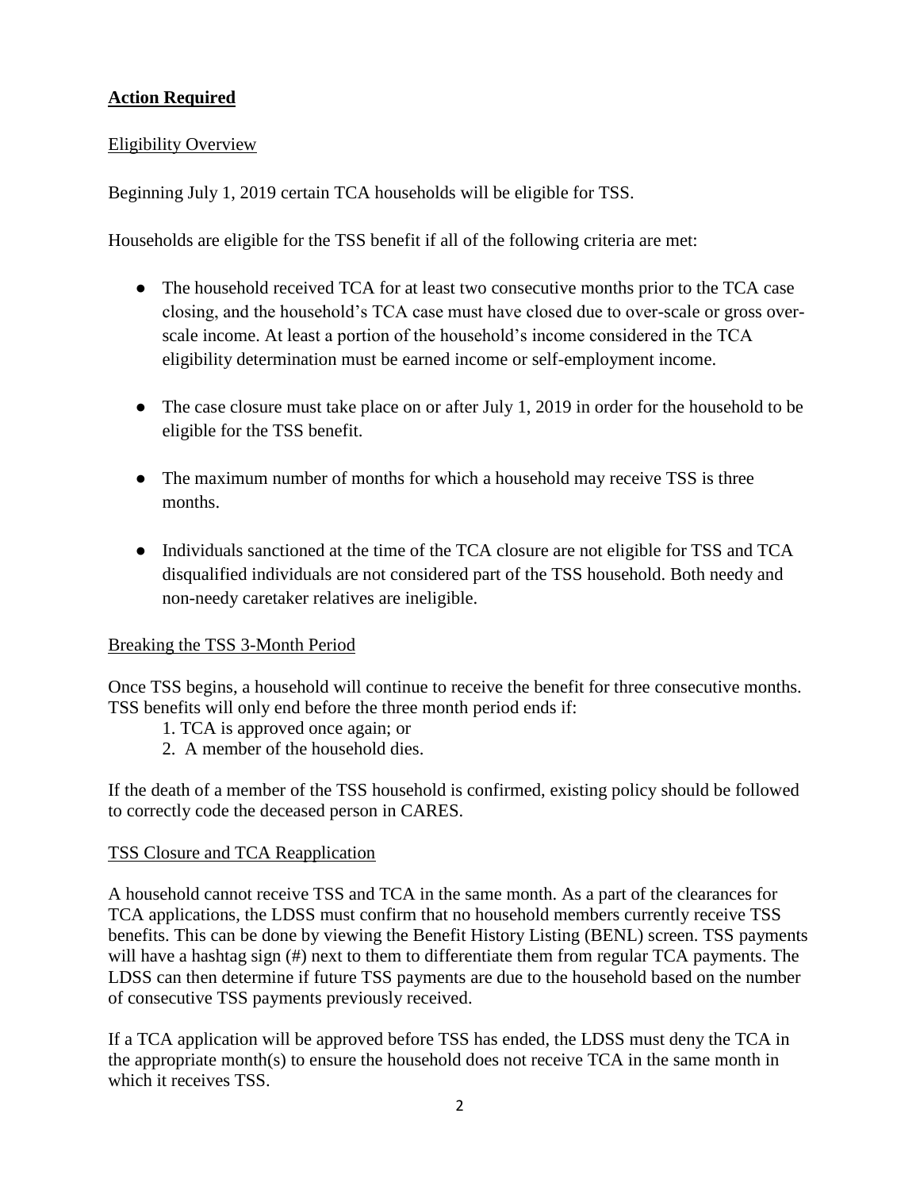## **Action Required**

Eligibility Overview

Beginning July 1, 2019 certain TCA households will be eligible for TSS.

Households are eligible for the TSS benefit if all of the following criteria are met:

- The household received TCA for at least two consecutive months prior to the TCA case closing, and the household's TCA case must have closed due to over-scale or gross over-scale income. At least a portion of the household's income considered in the TCA eligibility determination must be earned income or self-employment income.

- The case closure must take place on or after July 1, 2019 in order for the household to be eligible for the TSS benefit.

- The maximum number of months for which a household may receive TSS is three months.

- Individuals sanctioned at the time of the TCA closure are not eligible for TSS and TCA disqualified individuals are not considered part of the TSS household. Both needy and non-needy caretaker relatives are ineligible.

Breaking the TSS 3-Month Period

Once TSS begins, a household will continue to receive the benefit for three consecutive months. TSS benefits will only end before the three month period ends if:

1. TCA is approved once again; or
2. A member of the household dies.

If the death of a member of the TSS household is confirmed, existing policy should be followed to correctly code the deceased person in CARES.

TSS Closure and TCA Reapplication

A household cannot receive TSS and TCA in the same month. As a part of the clearances for TCA applications, the LDSS must confirm that no household members currently receive TSS benefits. This can be done by viewing the Benefit History Listing (BENL) screen. TSS payments will have a hashtag sign (#) next to them to differentiate them from regular TCA payments. The LDSS can then determine if future TSS payments are due to the household based on the number of consecutive TSS payments previously received.

If a TCA application will be approved before TSS has ended, the LDSS must deny the TCA in the appropriate month(s) to ensure the household does not receive TCA in the same month in which it receives TSS.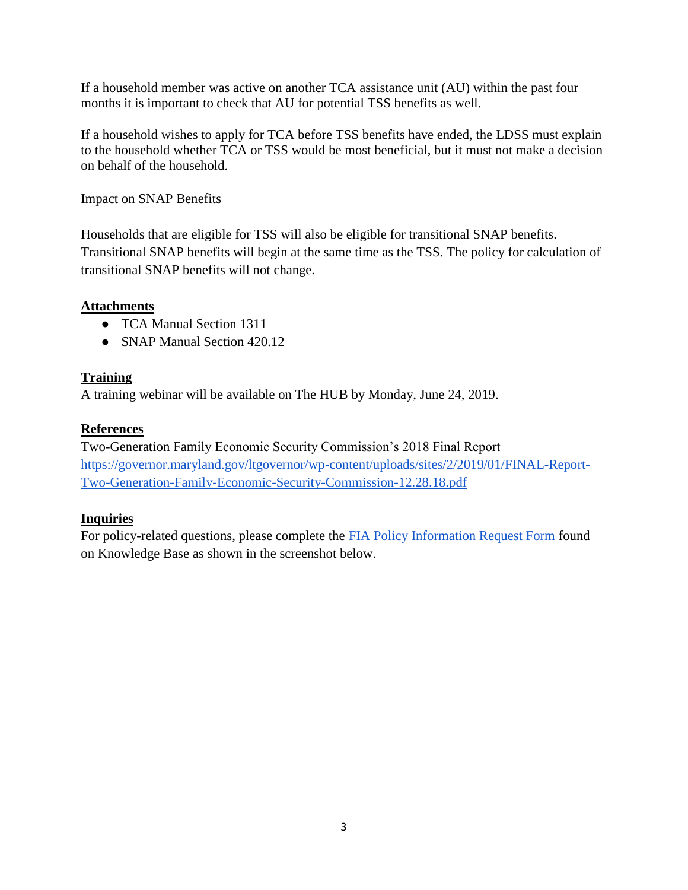If a household member was active on another TCA assistance unit (AU) within the past four months it is important to check that AU for potential TSS benefits as well.

If a household wishes to apply for TCA before TSS benefits have ended, the LDSS must explain to the household whether TCA or TSS would be most beneficial, but it must not make a decision on behalf of the household.

Impact on SNAP Benefits

Households that are eligible for TSS will also be eligible for transitional SNAP benefits. Transitional SNAP benefits will begin at the same time as the TSS. The policy for calculation of transitional SNAP benefits will not change.

**Attachments**

- TCA Manual Section 1311
- SNAP Manual Section 420.12

**Training**

A training webinar will be available on The HUB by Monday, June 24, 2019.

**References**

Two-Generation Family Economic Security Commission's 2018 Final Report
https://governor.maryland.gov/ltgovernor/wp-content/uploads/sites/2/2019/01/FINAL-Report-Two-Generation-Family-Economic-Security-Commission-12.28.18.pdf

**Inquiries**

For policy-related questions, please complete the FIA Policy Information Request Form found on Knowledge Base as shown in the screenshot below.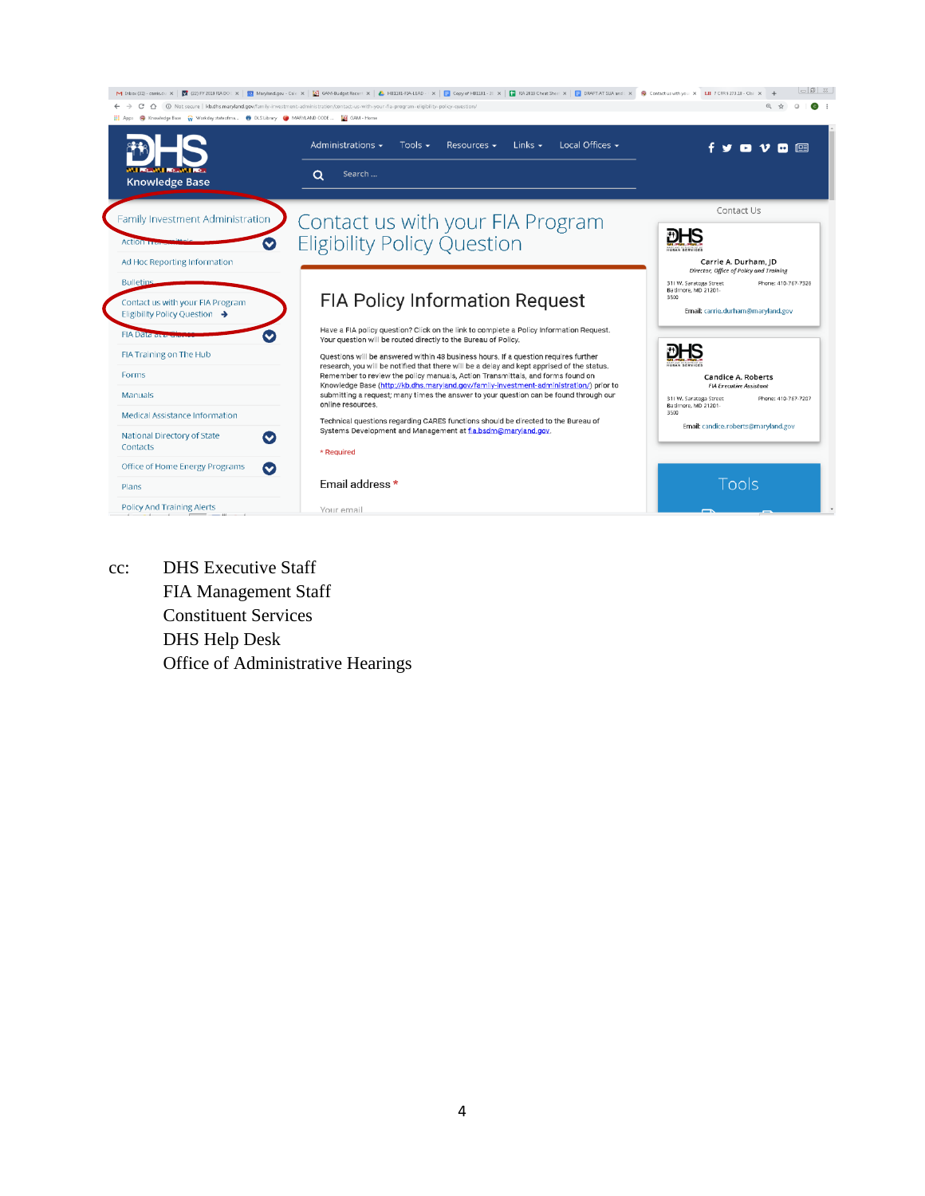Family Investment Administration

- Action Transmittals
- Ad Hoc Reporting Information
- Bulletins
- Contact us with your FIA Program Eligibility Policy Question
- FIA Data at a Glance
- FIA Training on The Hub
- Forms
- Manuals
- Medical Assistance Information
- National Directory of State Contacts
- Office of Home Energy Programs
- Plans
- Policy And Training Alerts

# Contact us with your FIA Program Eligibility Policy Question

## FIA Policy Information Request

Have a FIA policy question? Click on the link to complete a Policy Information Request. Your question will be routed directly to the Bureau of Policy.

Questions will be answered within 48 business hours. If a question requires further research, you will be notified that there will be a delay and kept apprised of the status. Remember to review the policy manuals, Action Transmittals, and forms found on Knowledge Base (http://kb.dhs.maryland.gov/family-investment-administration/) prior to submitting a request; many times the answer to your question can be found through our online resources.

Technical questions regarding CARES functions should be directed to the Bureau of Systems Development and Management at fia.bsdm@maryland.gov.

* Required

Email address *

Your email

Contact Us

Carrie A. Durham, JD
Director, Office of Policy and Training
311 W. Saratoga Street
Baltimore, MD 21201-3500
Phone: 410-767-7320
Email: carrie.durham@maryland.gov

Candice A. Roberts
FIA Executive Assistant
311 W. Saratoga Street
Baltimore, MD 21201-3500
Phone: 410-767-7207
Email: candice.roberts@maryland.gov

Tools

cc: DHS Executive Staff
FIA Management Staff
Constituent Services
DHS Help Desk
Office of Administrative Hearings